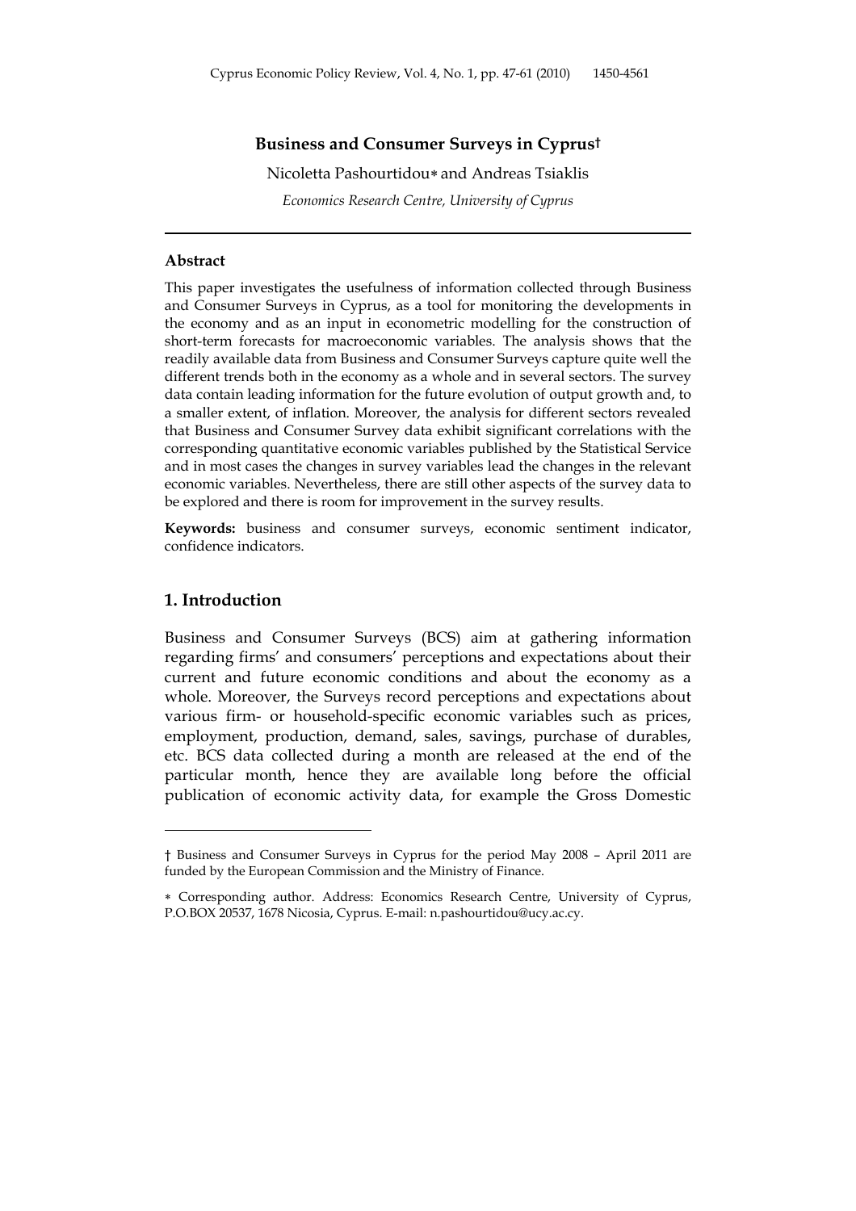# Business and Consumer Surveys in Cyprus†

Nicoletta Pashourtidou* and Andreas Tsiaklis

*Economics Research Centre, University of Cyprus*

---

### Abstract

This paper investigates the usefulness of information collected through Business and Consumer Surveys in Cyprus, as a tool for monitoring the developments in the economy and as an input in econometric modelling for the construction of short-term forecasts for macroeconomic variables. The analysis shows that the readily available data from Business and Consumer Surveys capture quite well the different trends both in the economy as a whole and in several sectors. The survey data contain leading information for the future evolution of output growth and, to a smaller extent, of inflation. Moreover, the analysis for different sectors revealed that Business and Consumer Survey data exhibit significant correlations with the corresponding quantitative economic variables published by the Statistical Service and in most cases the changes in survey variables lead the changes in the relevant economic variables. Nevertheless, there are still other aspects of the survey data to be explored and there is room for improvement in the survey results.

**Keywords:** business and consumer surveys, economic sentiment indicator, confidence indicators.

## 1. Introduction

Business and Consumer Surveys (BCS) aim at gathering information regarding firms' and consumers' perceptions and expectations about their current and future economic conditions and about the economy as a whole. Moreover, the Surveys record perceptions and expectations about various firm- or household-specific economic variables such as prices, employment, production, demand, sales, savings, purchase of durables, etc. BCS data collected during a month are released at the end of the particular month, hence they are available long before the official publication of economic activity data, for example the Gross Domestic

---

† Business and Consumer Surveys in Cyprus for the period May 2008 – April 2011 are funded by the European Commission and the Ministry of Finance.

* Corresponding author. Address: Economics Research Centre, University of Cyprus, P.O.BOX 20537, 1678 Nicosia, Cyprus. E-mail: n.pashourtidou@ucy.ac.cy.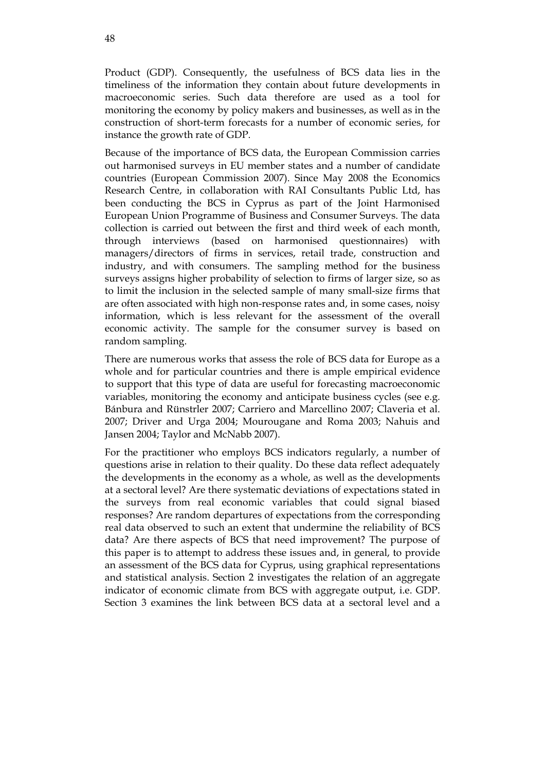Product (GDP). Consequently, the usefulness of BCS data lies in the timeliness of the information they contain about future developments in macroeconomic series. Such data therefore are used as a tool for monitoring the economy by policy makers and businesses, as well as in the construction of short-term forecasts for a number of economic series, for instance the growth rate of GDP.

Because of the importance of BCS data, the European Commission carries out harmonised surveys in EU member states and a number of candidate countries (European Commission 2007). Since May 2008 the Economics Research Centre, in collaboration with RAI Consultants Public Ltd, has been conducting the BCS in Cyprus as part of the Joint Harmonised European Union Programme of Business and Consumer Surveys. The data collection is carried out between the first and third week of each month, through interviews (based on harmonised questionnaires) with managers/directors of firms in services, retail trade, construction and industry, and with consumers. The sampling method for the business surveys assigns higher probability of selection to firms of larger size, so as to limit the inclusion in the selected sample of many small-size firms that are often associated with high non-response rates and, in some cases, noisy information, which is less relevant for the assessment of the overall economic activity. The sample for the consumer survey is based on random sampling.

There are numerous works that assess the role of BCS data for Europe as a whole and for particular countries and there is ample empirical evidence to support that this type of data are useful for forecasting macroeconomic variables, monitoring the economy and anticipate business cycles (see e.g. Bánbura and Rünstrler 2007; Carriero and Marcellino 2007; Claveria et al. 2007; Driver and Urga 2004; Mourougane and Roma 2003; Nahuis and Jansen 2004; Taylor and McNabb 2007).

For the practitioner who employs BCS indicators regularly, a number of questions arise in relation to their quality. Do these data reflect adequately the developments in the economy as a whole, as well as the developments at a sectoral level? Are there systematic deviations of expectations stated in the surveys from real economic variables that could signal biased responses? Are random departures of expectations from the corresponding real data observed to such an extent that undermine the reliability of BCS data? Are there aspects of BCS that need improvement? The purpose of this paper is to attempt to address these issues and, in general, to provide an assessment of the BCS data for Cyprus, using graphical representations and statistical analysis. Section 2 investigates the relation of an aggregate indicator of economic climate from BCS with aggregate output, i.e. GDP. Section 3 examines the link between BCS data at a sectoral level and a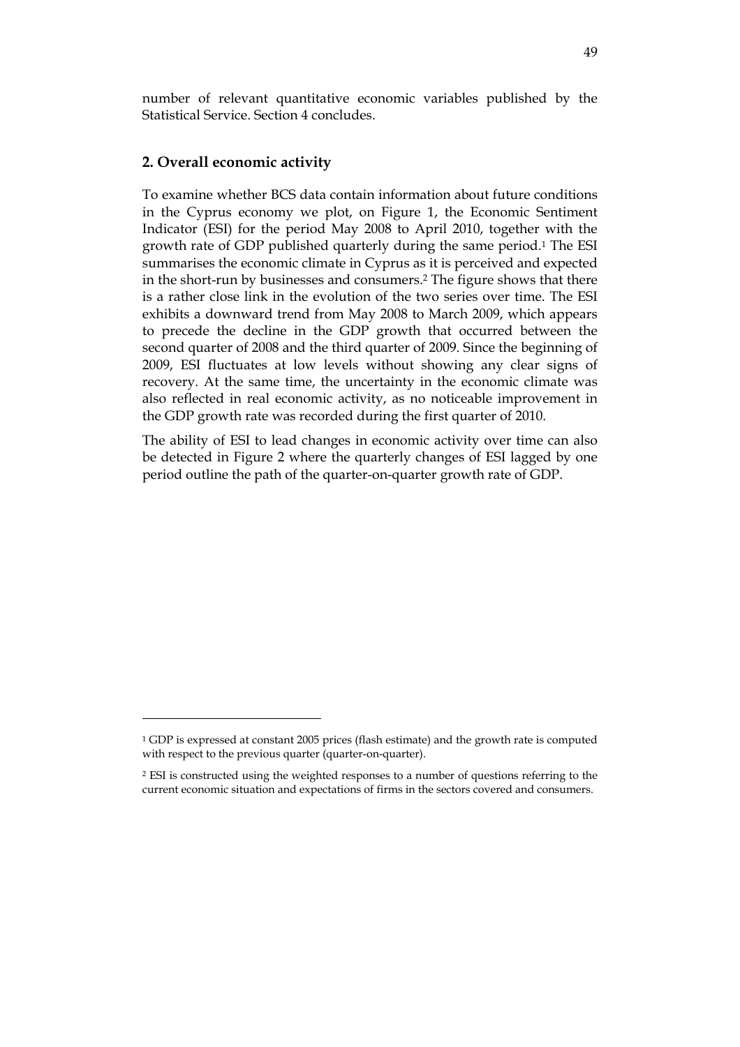number of relevant quantitative economic variables published by the Statistical Service. Section 4 concludes.

## 2. Overall economic activity

To examine whether BCS data contain information about future conditions in the Cyprus economy we plot, on Figure 1, the Economic Sentiment Indicator (ESI) for the period May 2008 to April 2010, together with the growth rate of GDP published quarterly during the same period.[1] The ESI summarises the economic climate in Cyprus as it is perceived and expected in the short-run by businesses and consumers.[2] The figure shows that there is a rather close link in the evolution of the two series over time. The ESI exhibits a downward trend from May 2008 to March 2009, which appears to precede the decline in the GDP growth that occurred between the second quarter of 2008 and the third quarter of 2009. Since the beginning of 2009, ESI fluctuates at low levels without showing any clear signs of recovery. At the same time, the uncertainty in the economic climate was also reflected in real economic activity, as no noticeable improvement in the GDP growth rate was recorded during the first quarter of 2010.

The ability of ESI to lead changes in economic activity over time can also be detected in Figure 2 where the quarterly changes of ESI lagged by one period outline the path of the quarter-on-quarter growth rate of GDP.

[1] GDP is expressed at constant 2005 prices (flash estimate) and the growth rate is computed with respect to the previous quarter (quarter-on-quarter).

[2] ESI is constructed using the weighted responses to a number of questions referring to the current economic situation and expectations of firms in the sectors covered and consumers.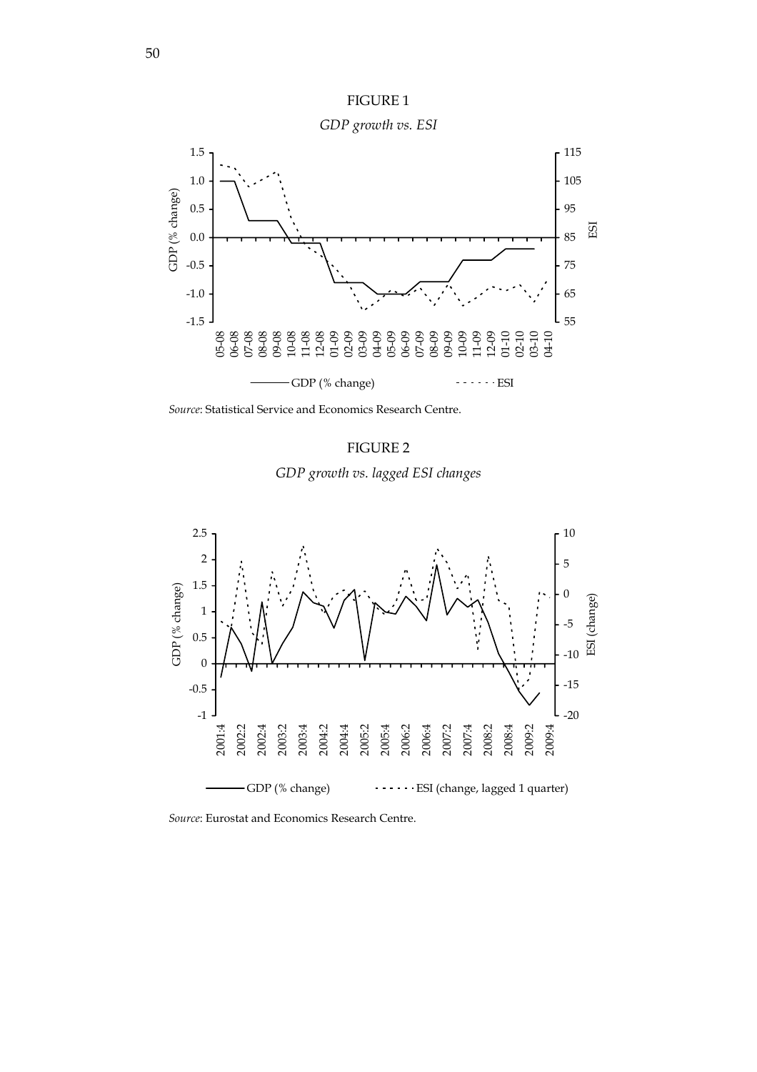FIGURE 1

*GDP growth vs. ESI*

*Source*: Statistical Service and Economics Research Centre.

FIGURE 2

*GDP growth vs. lagged ESI changes*

*Source*: Eurostat and Economics Research Centre.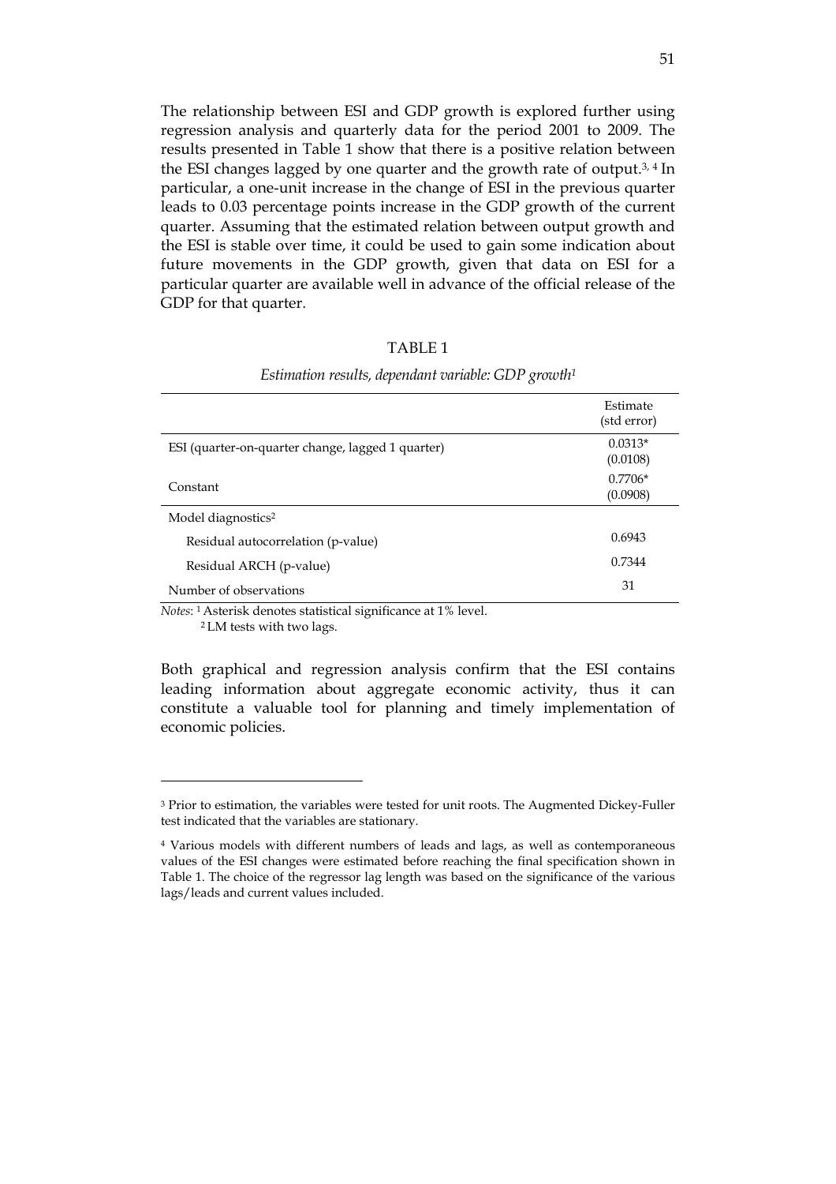The relationship between ESI and GDP growth is explored further using regression analysis and quarterly data for the period 2001 to 2009. The results presented in Table 1 show that there is a positive relation between the ESI changes lagged by one quarter and the growth rate of output.[3, 4] In particular, a one-unit increase in the change of ESI in the previous quarter leads to 0.03 percentage points increase in the GDP growth of the current quarter. Assuming that the estimated relation between output growth and the ESI is stable over time, it could be used to gain some indication about future movements in the GDP growth, given that data on ESI for a particular quarter are available well in advance of the official release of the GDP for that quarter.

TABLE 1

*Estimation results, dependant variable: GDP growth*[1]

| | Estimate (std error) |
|---|---|
| ESI (quarter-on-quarter change, lagged 1 quarter) | 0.0313* (0.0108) |
| Constant | 0.7706* (0.0908) |
| Model diagnostics[2] | |
| Residual autocorrelation (p-value) | 0.6943 |
| Residual ARCH (p-value) | 0.7344 |
| Number of observations | 31 |

*Notes*: [1] Asterisk denotes statistical significance at 1% level.
[2] LM tests with two lags.

Both graphical and regression analysis confirm that the ESI contains leading information about aggregate economic activity, thus it can constitute a valuable tool for planning and timely implementation of economic policies.

---

[3] Prior to estimation, the variables were tested for unit roots. The Augmented Dickey-Fuller test indicated that the variables are stationary.

[4] Various models with different numbers of leads and lags, as well as contemporaneous values of the ESI changes were estimated before reaching the final specification shown in Table 1. The choice of the regressor lag length was based on the significance of the various lags/leads and current values included.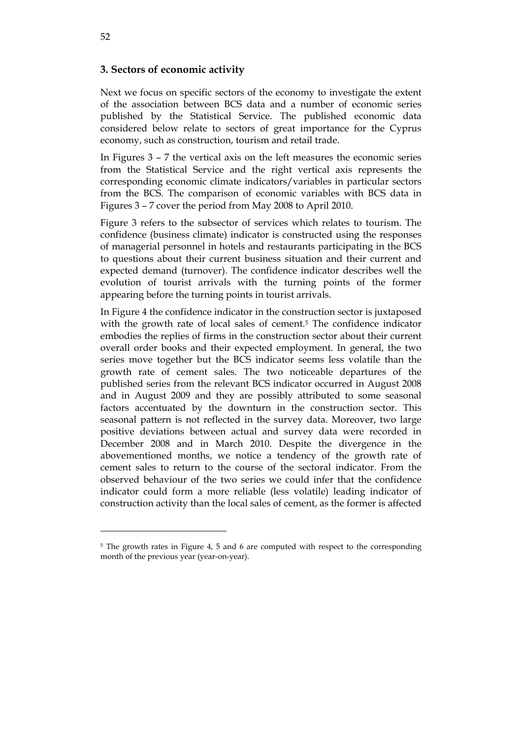## 3. Sectors of economic activity

Next we focus on specific sectors of the economy to investigate the extent of the association between BCS data and a number of economic series published by the Statistical Service. The published economic data considered below relate to sectors of great importance for the Cyprus economy, such as construction, tourism and retail trade.

In Figures 3 – 7 the vertical axis on the left measures the economic series from the Statistical Service and the right vertical axis represents the corresponding economic climate indicators/variables in particular sectors from the BCS. The comparison of economic variables with BCS data in Figures 3 – 7 cover the period from May 2008 to April 2010.

Figure 3 refers to the subsector of services which relates to tourism. The confidence (business climate) indicator is constructed using the responses of managerial personnel in hotels and restaurants participating in the BCS to questions about their current business situation and their current and expected demand (turnover). The confidence indicator describes well the evolution of tourist arrivals with the turning points of the former appearing before the turning points in tourist arrivals.

In Figure 4 the confidence indicator in the construction sector is juxtaposed with the growth rate of local sales of cement.[5] The confidence indicator embodies the replies of firms in the construction sector about their current overall order books and their expected employment. In general, the two series move together but the BCS indicator seems less volatile than the growth rate of cement sales. The two noticeable departures of the published series from the relevant BCS indicator occurred in August 2008 and in August 2009 and they are possibly attributed to some seasonal factors accentuated by the downturn in the construction sector. This seasonal pattern is not reflected in the survey data. Moreover, two large positive deviations between actual and survey data were recorded in December 2008 and in March 2010. Despite the divergence in the abovementioned months, we notice a tendency of the growth rate of cement sales to return to the course of the sectoral indicator. From the observed behaviour of the two series we could infer that the confidence indicator could form a more reliable (less volatile) leading indicator of construction activity than the local sales of cement, as the former is affected

---

[5] The growth rates in Figure 4, 5 and 6 are computed with respect to the corresponding month of the previous year (year-on-year).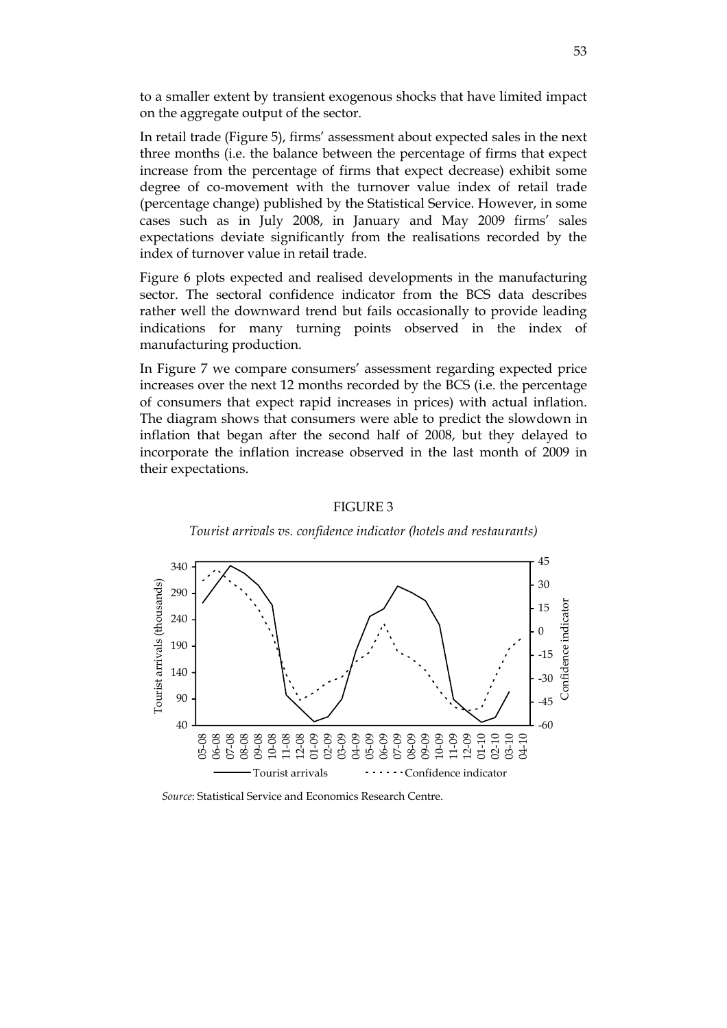to a smaller extent by transient exogenous shocks that have limited impact on the aggregate output of the sector.

In retail trade (Figure 5), firms' assessment about expected sales in the next three months (i.e. the balance between the percentage of firms that expect increase from the percentage of firms that expect decrease) exhibit some degree of co-movement with the turnover value index of retail trade (percentage change) published by the Statistical Service. However, in some cases such as in July 2008, in January and May 2009 firms' sales expectations deviate significantly from the realisations recorded by the index of turnover value in retail trade.

Figure 6 plots expected and realised developments in the manufacturing sector. The sectoral confidence indicator from the BCS data describes rather well the downward trend but fails occasionally to provide leading indications for many turning points observed in the index of manufacturing production.

In Figure 7 we compare consumers' assessment regarding expected price increases over the next 12 months recorded by the BCS (i.e. the percentage of consumers that expect rapid increases in prices) with actual inflation. The diagram shows that consumers were able to predict the slowdown in inflation that began after the second half of 2008, but they delayed to incorporate the inflation increase observed in the last month of 2009 in their expectations.

FIGURE 3

*Tourist arrivals vs. confidence indicator (hotels and restaurants)*

*Source*: Statistical Service and Economics Research Centre.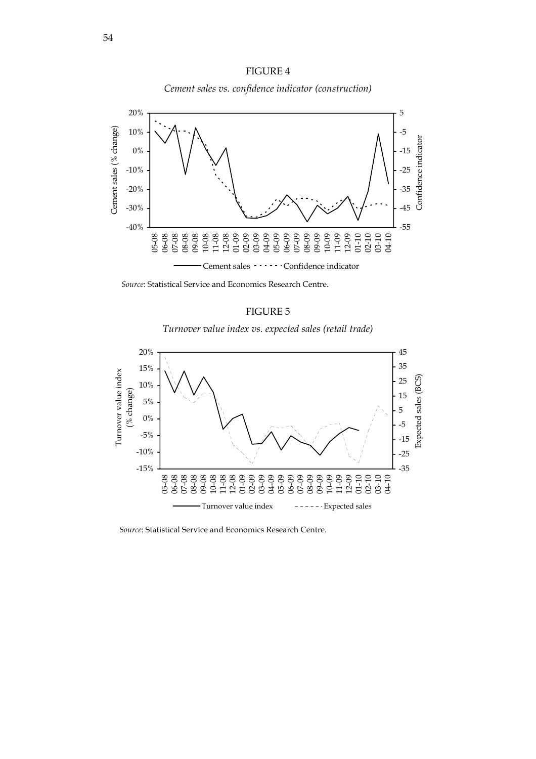FIGURE 4

*Cement sales vs. confidence indicator (construction)*

*Source*: Statistical Service and Economics Research Centre.

FIGURE 5

*Turnover value index vs. expected sales (retail trade)*

*Source*: Statistical Service and Economics Research Centre.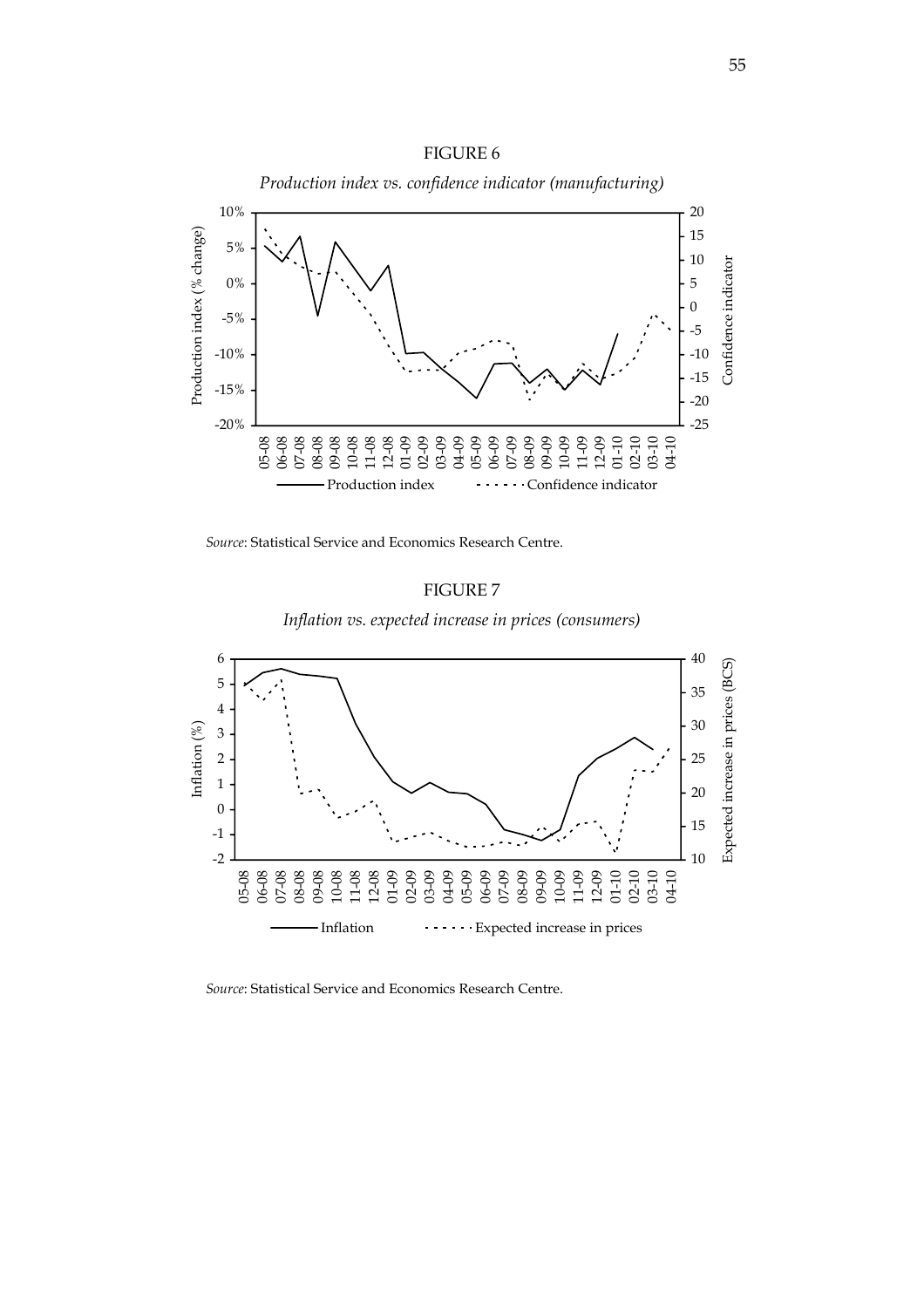FIGURE 6

*Production index vs. confidence indicator (manufacturing)*

*Source*: Statistical Service and Economics Research Centre.

FIGURE 7

*Inflation vs. expected increase in prices (consumers)*

*Source*: Statistical Service and Economics Research Centre.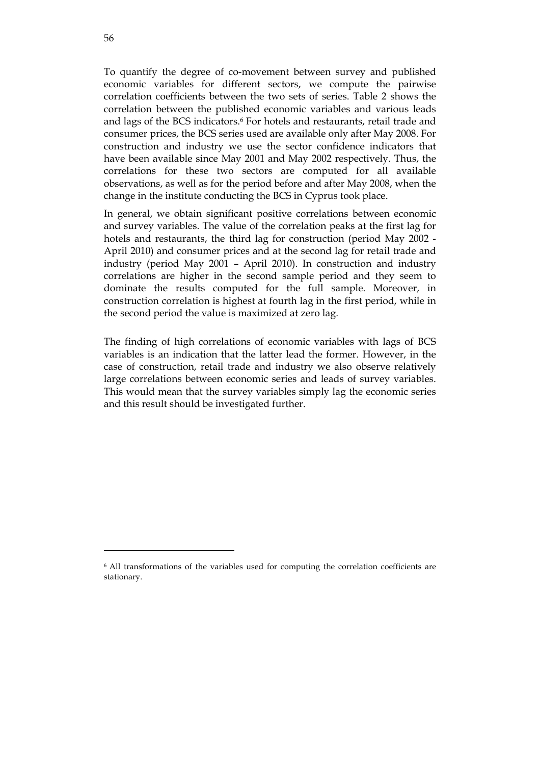To quantify the degree of co-movement between survey and published economic variables for different sectors, we compute the pairwise correlation coefficients between the two sets of series. Table 2 shows the correlation between the published economic variables and various leads and lags of the BCS indicators.[6] For hotels and restaurants, retail trade and consumer prices, the BCS series used are available only after May 2008. For construction and industry we use the sector confidence indicators that have been available since May 2001 and May 2002 respectively. Thus, the correlations for these two sectors are computed for all available observations, as well as for the period before and after May 2008, when the change in the institute conducting the BCS in Cyprus took place.

In general, we obtain significant positive correlations between economic and survey variables. The value of the correlation peaks at the first lag for hotels and restaurants, the third lag for construction (period May 2002 - April 2010) and consumer prices and at the second lag for retail trade and industry (period May 2001 – April 2010). In construction and industry correlations are higher in the second sample period and they seem to dominate the results computed for the full sample. Moreover, in construction correlation is highest at fourth lag in the first period, while in the second period the value is maximized at zero lag.

The finding of high correlations of economic variables with lags of BCS variables is an indication that the latter lead the former. However, in the case of construction, retail trade and industry we also observe relatively large correlations between economic series and leads of survey variables. This would mean that the survey variables simply lag the economic series and this result should be investigated further.

[6] All transformations of the variables used for computing the correlation coefficients are stationary.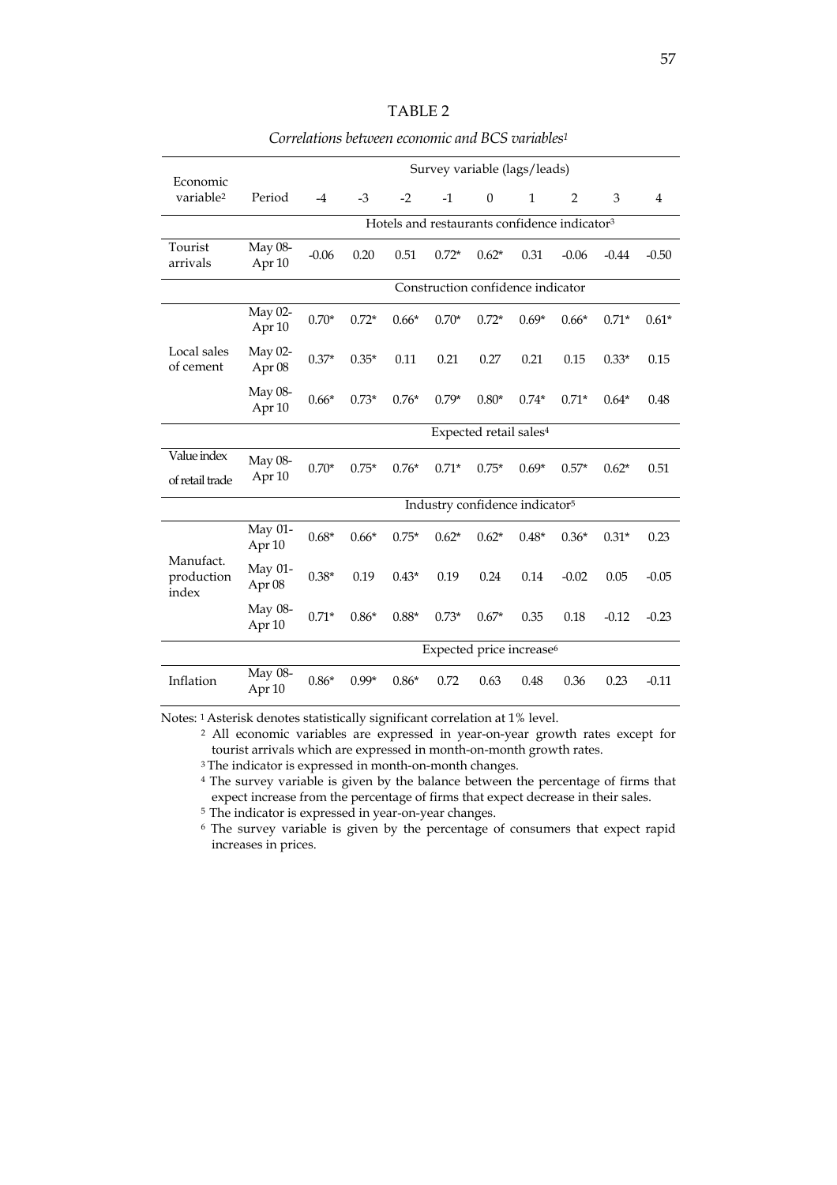TABLE 2

*Correlations between economic and BCS variables*[1]

| Economic variable[2] | Period | -4 | -3 | -2 | -1 | 0 | 1 | 2 | 3 | 4 |
|---|---|---|---|---|---|---|---|---|---|---|
| | | Survey variable (lags/leads) | | | | | | | | |
| | | Hotels and restaurants confidence indicator[3] | | | | | | | | |
| Tourist arrivals | May 08-Apr 10 | -0.06 | 0.20 | 0.51 | 0.72* | 0.62* | 0.31 | -0.06 | -0.44 | -0.50 |
| | | Construction confidence indicator | | | | | | | | |
| Local sales of cement | May 02-Apr 10 | 0.70* | 0.72* | 0.66* | 0.70* | 0.72* | 0.69* | 0.66* | 0.71* | 0.61* |
| | May 02-Apr 08 | 0.37* | 0.35* | 0.11 | 0.21 | 0.27 | 0.21 | 0.15 | 0.33* | 0.15 |
| | May 08-Apr 10 | 0.66* | 0.73* | 0.76* | 0.79* | 0.80* | 0.74* | 0.71* | 0.64* | 0.48 |
| | | Expected retail sales[4] | | | | | | | | |
| Value index of retail trade | May 08-Apr 10 | 0.70* | 0.75* | 0.76* | 0.71* | 0.75* | 0.69* | 0.57* | 0.62* | 0.51 |
| | | Industry confidence indicator[5] | | | | | | | | |
| Manufact. production index | May 01-Apr 10 | 0.68* | 0.66* | 0.75* | 0.62* | 0.62* | 0.48* | 0.36* | 0.31* | 0.23 |
| | May 01-Apr 08 | 0.38* | 0.19 | 0.43* | 0.19 | 0.24 | 0.14 | -0.02 | 0.05 | -0.05 |
| | May 08-Apr 10 | 0.71* | 0.86* | 0.88* | 0.73* | 0.67* | 0.35 | 0.18 | -0.12 | -0.23 |
| | | Expected price increase[6] | | | | | | | | |
| Inflation | May 08-Apr 10 | 0.86* | 0.99* | 0.86* | 0.72 | 0.63 | 0.48 | 0.36 | 0.23 | -0.11 |

Notes: [1] Asterisk denotes statistically significant correlation at 1% level.

[2] All economic variables are expressed in year-on-year growth rates except for tourist arrivals which are expressed in month-on-month growth rates.

[3] The indicator is expressed in month-on-month changes.

[4] The survey variable is given by the balance between the percentage of firms that expect increase from the percentage of firms that expect decrease in their sales.

[5] The indicator is expressed in year-on-year changes.

[6] The survey variable is given by the percentage of consumers that expect rapid increases in prices.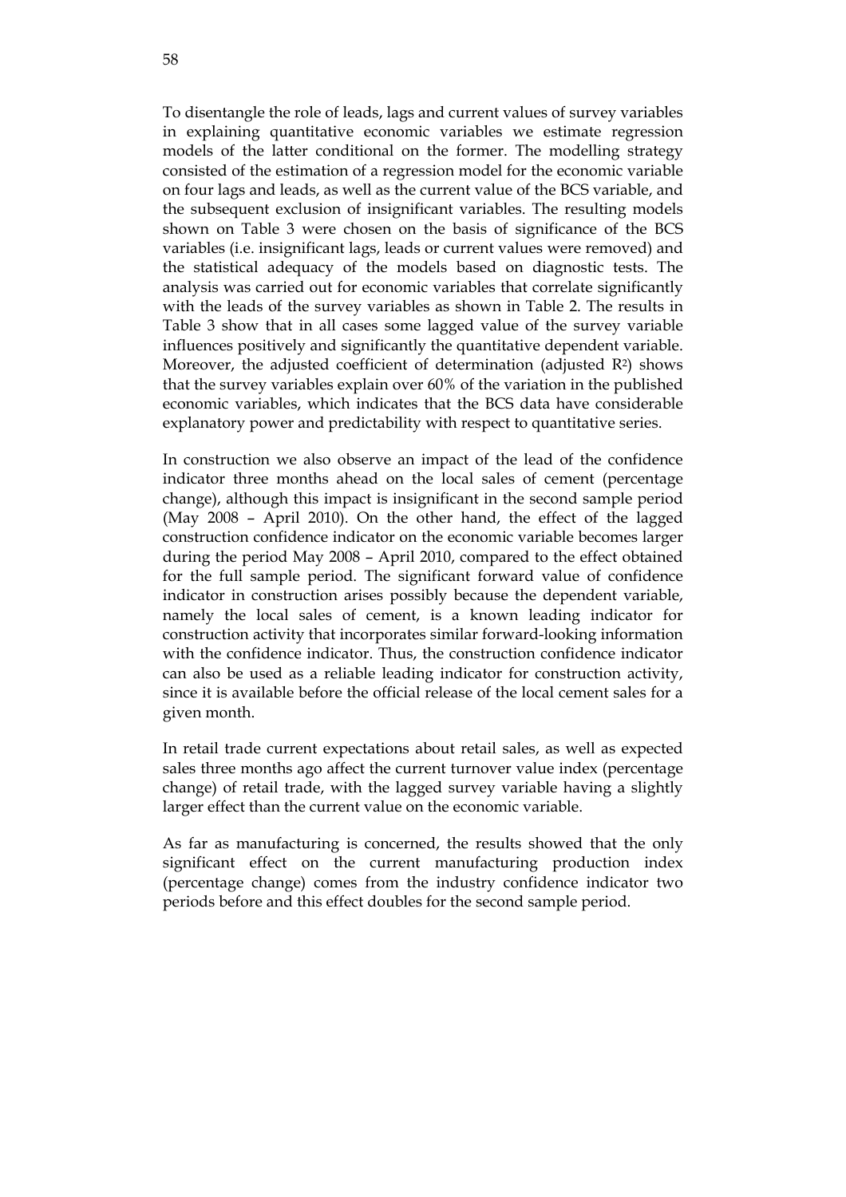To disentangle the role of leads, lags and current values of survey variables in explaining quantitative economic variables we estimate regression models of the latter conditional on the former. The modelling strategy consisted of the estimation of a regression model for the economic variable on four lags and leads, as well as the current value of the BCS variable, and the subsequent exclusion of insignificant variables. The resulting models shown on Table 3 were chosen on the basis of significance of the BCS variables (i.e. insignificant lags, leads or current values were removed) and the statistical adequacy of the models based on diagnostic tests. The analysis was carried out for economic variables that correlate significantly with the leads of the survey variables as shown in Table 2. The results in Table 3 show that in all cases some lagged value of the survey variable influences positively and significantly the quantitative dependent variable. Moreover, the adjusted coefficient of determination (adjusted $R^2$) shows that the survey variables explain over 60% of the variation in the published economic variables, which indicates that the BCS data have considerable explanatory power and predictability with respect to quantitative series.

In construction we also observe an impact of the lead of the confidence indicator three months ahead on the local sales of cement (percentage change), although this impact is insignificant in the second sample period (May 2008 – April 2010). On the other hand, the effect of the lagged construction confidence indicator on the economic variable becomes larger during the period May 2008 – April 2010, compared to the effect obtained for the full sample period. The significant forward value of confidence indicator in construction arises possibly because the dependent variable, namely the local sales of cement, is a known leading indicator for construction activity that incorporates similar forward-looking information with the confidence indicator. Thus, the construction confidence indicator can also be used as a reliable leading indicator for construction activity, since it is available before the official release of the local cement sales for a given month.

In retail trade current expectations about retail sales, as well as expected sales three months ago affect the current turnover value index (percentage change) of retail trade, with the lagged survey variable having a slightly larger effect than the current value on the economic variable.

As far as manufacturing is concerned, the results showed that the only significant effect on the current manufacturing production index (percentage change) comes from the industry confidence indicator two periods before and this effect doubles for the second sample period.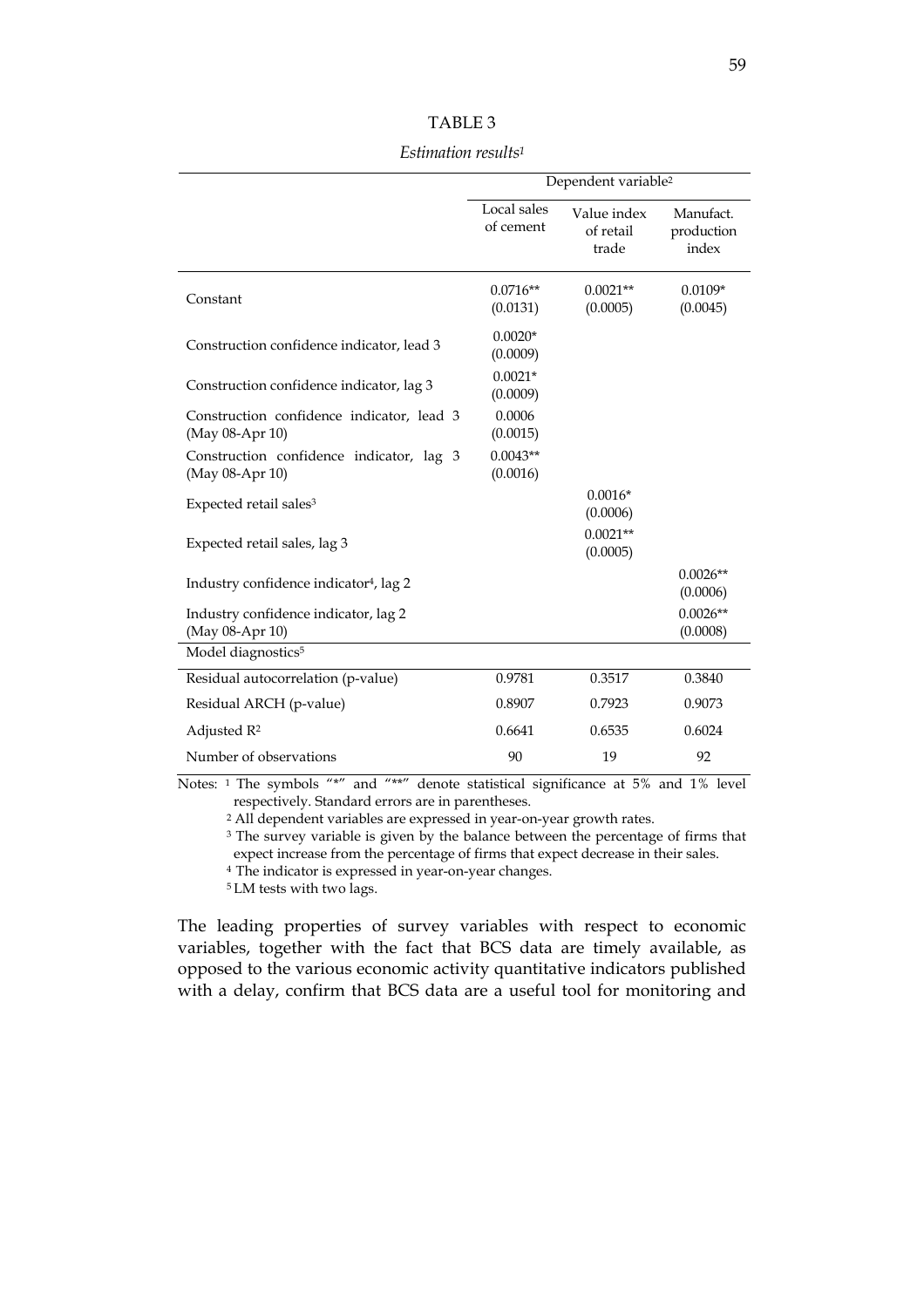TABLE 3

*Estimation results*[1]

| | Dependent variable[2] | | |
|---|---|---|---|
| | Local sales of cement | Value index of retail trade | Manufact. production index |
| Constant | 0.0716** (0.0131) | 0.0021** (0.0005) | 0.0109* (0.0045) |
| Construction confidence indicator, lead 3 | 0.0020* (0.0009) | | |
| Construction confidence indicator, lag 3 | 0.0021* (0.0009) | | |
| Construction confidence indicator, lead 3 (May 08-Apr 10) | 0.0006 (0.0015) | | |
| Construction confidence indicator, lag 3 (May 08-Apr 10) | 0.0043** (0.0016) | | |
| Expected retail sales[3] | | 0.0016* (0.0006) | |
| Expected retail sales, lag 3 | | 0.0021** (0.0005) | |
| Industry confidence indicator[4], lag 2 | | | 0.0026** (0.0006) |
| Industry confidence indicator, lag 2 (May 08-Apr 10) | | | 0.0026** (0.0008) |
| Model diagnostics[5] | | | |
| Residual autocorrelation (p-value) | 0.9781 | 0.3517 | 0.3840 |
| Residual ARCH (p-value) | 0.8907 | 0.7923 | 0.9073 |
| Adjusted $R^2$ | 0.6641 | 0.6535 | 0.6024 |
| Number of observations | 90 | 19 | 92 |

Notes: [1] The symbols "*" and "**" denote statistical significance at 5% and 1% level respectively. Standard errors are in parentheses.

[2] All dependent variables are expressed in year-on-year growth rates.

[3] The survey variable is given by the balance between the percentage of firms that expect increase from the percentage of firms that expect decrease in their sales.

[4] The indicator is expressed in year-on-year changes.

[5] LM tests with two lags.

The leading properties of survey variables with respect to economic variables, together with the fact that BCS data are timely available, as opposed to the various economic activity quantitative indicators published with a delay, confirm that BCS data are a useful tool for monitoring and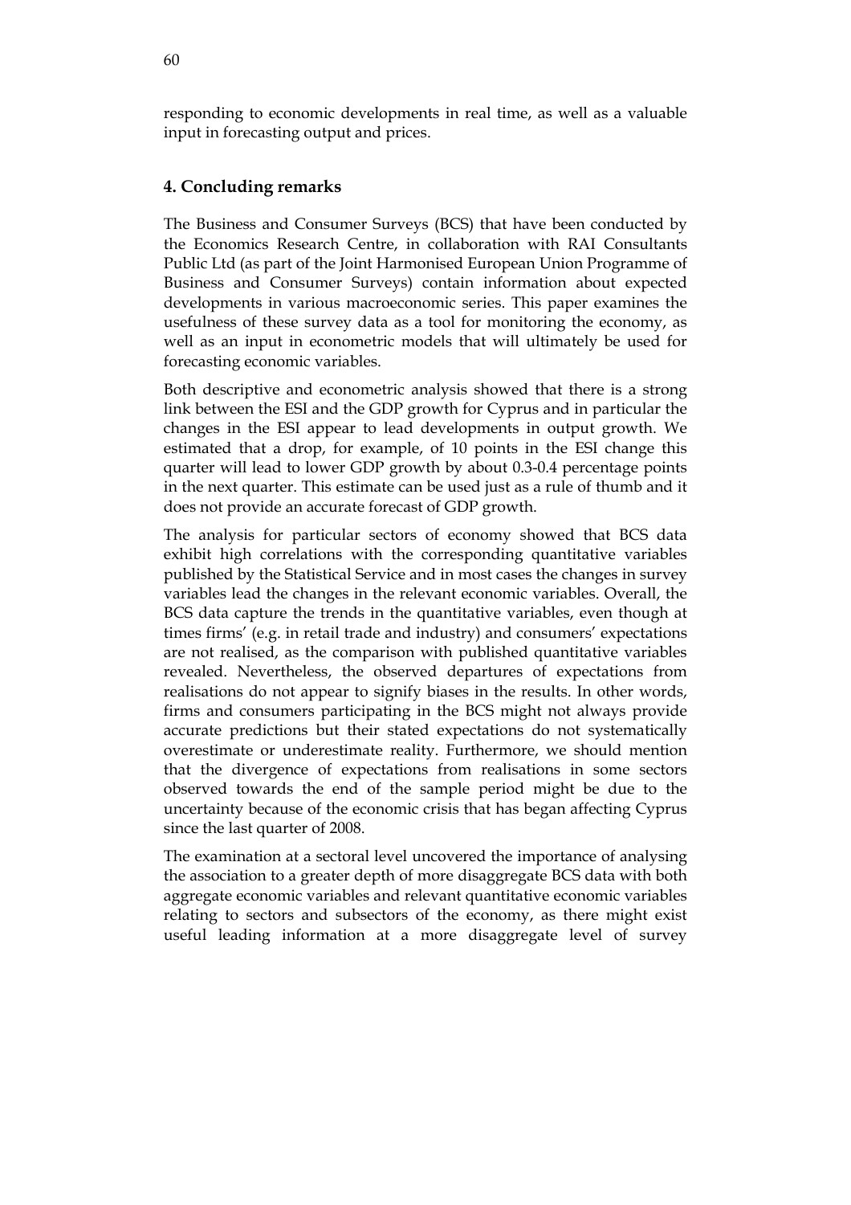responding to economic developments in real time, as well as a valuable input in forecasting output and prices.

## 4. Concluding remarks

The Business and Consumer Surveys (BCS) that have been conducted by the Economics Research Centre, in collaboration with RAI Consultants Public Ltd (as part of the Joint Harmonised European Union Programme of Business and Consumer Surveys) contain information about expected developments in various macroeconomic series. This paper examines the usefulness of these survey data as a tool for monitoring the economy, as well as an input in econometric models that will ultimately be used for forecasting economic variables.

Both descriptive and econometric analysis showed that there is a strong link between the ESI and the GDP growth for Cyprus and in particular the changes in the ESI appear to lead developments in output growth. We estimated that a drop, for example, of 10 points in the ESI change this quarter will lead to lower GDP growth by about 0.3-0.4 percentage points in the next quarter. This estimate can be used just as a rule of thumb and it does not provide an accurate forecast of GDP growth.

The analysis for particular sectors of economy showed that BCS data exhibit high correlations with the corresponding quantitative variables published by the Statistical Service and in most cases the changes in survey variables lead the changes in the relevant economic variables. Overall, the BCS data capture the trends in the quantitative variables, even though at times firms' (e.g. in retail trade and industry) and consumers' expectations are not realised, as the comparison with published quantitative variables revealed. Nevertheless, the observed departures of expectations from realisations do not appear to signify biases in the results. In other words, firms and consumers participating in the BCS might not always provide accurate predictions but their stated expectations do not systematically overestimate or underestimate reality. Furthermore, we should mention that the divergence of expectations from realisations in some sectors observed towards the end of the sample period might be due to the uncertainty because of the economic crisis that has began affecting Cyprus since the last quarter of 2008.

The examination at a sectoral level uncovered the importance of analysing the association to a greater depth of more disaggregate BCS data with both aggregate economic variables and relevant quantitative economic variables relating to sectors and subsectors of the economy, as there might exist useful leading information at a more disaggregate level of survey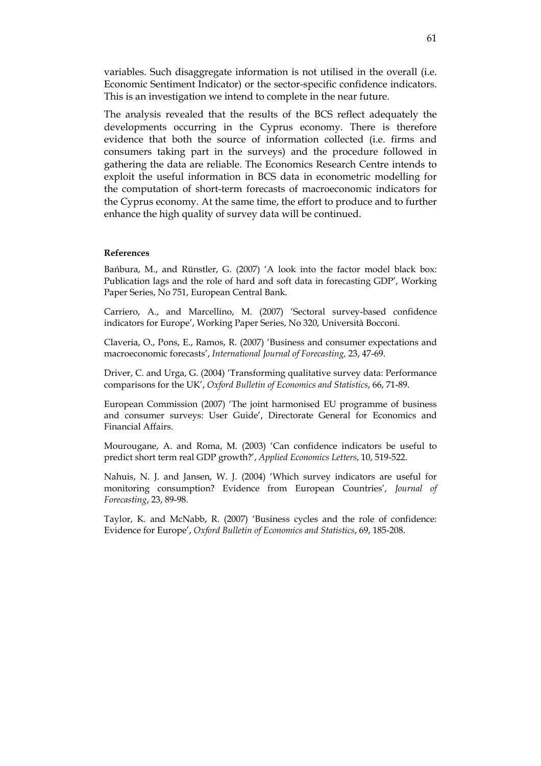variables. Such disaggregate information is not utilised in the overall (i.e. Economic Sentiment Indicator) or the sector-specific confidence indicators. This is an investigation we intend to complete in the near future.

The analysis revealed that the results of the BCS reflect adequately the developments occurring in the Cyprus economy. There is therefore evidence that both the source of information collected (i.e. firms and consumers taking part in the surveys) and the procedure followed in gathering the data are reliable. The Economics Research Centre intends to exploit the useful information in BCS data in econometric modelling for the computation of short-term forecasts of macroeconomic indicators for the Cyprus economy. At the same time, the effort to produce and to further enhance the high quality of survey data will be continued.

**References**

Bańbura, M., and Rünstler, G. (2007) 'A look into the factor model black box: Publication lags and the role of hard and soft data in forecasting GDP', Working Paper Series, No 751, European Central Bank.

Carriero, A., and Marcellino, M. (2007) 'Sectoral survey-based confidence indicators for Europe', Working Paper Series, No 320, Università Bocconi.

Claveria, O., Pons, E., Ramos, R. (2007) 'Business and consumer expectations and macroeconomic forecasts', *International Journal of Forecasting,* 23, 47-69.

Driver, C. and Urga, G. (2004) 'Transforming qualitative survey data: Performance comparisons for the UK', *Oxford Bulletin of Economics and Statistics*, 66, 71-89.

European Commission (2007) 'The joint harmonised EU programme of business and consumer surveys: User Guide', Directorate General for Economics and Financial Affairs.

Mourougane, A. and Roma, M. (2003) 'Can confidence indicators be useful to predict short term real GDP growth?', *Applied Economics Letters*, 10, 519-522.

Nahuis, N. J. and Jansen, W. J. (2004) 'Which survey indicators are useful for monitoring consumption? Evidence from European Countries', *Journal of Forecasting*, 23, 89-98.

Taylor, K. and McNabb, R. (2007) 'Business cycles and the role of confidence: Evidence for Europe', *Oxford Bulletin of Economics and Statistics*, 69, 185-208.